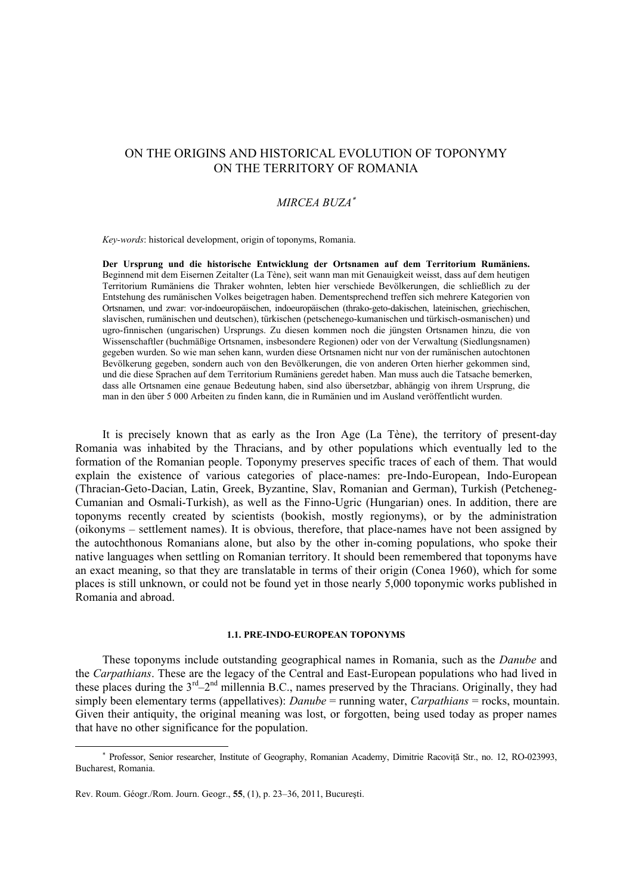# ON THE ORIGINS AND HISTORICAL EVOLUTION OF TOPONYMY ON THE TERRITORY OF ROMANIA

*MIRCEA BUZA*[*]

*Key-words*: historical development, origin of toponyms, Romania.

**Der Ursprung und die historische Entwicklung der Ortsnamen auf dem Territorium Rumäniens.** Beginnend mit dem Eisernen Zeitalter (La Tène), seit wann man mit Genauigkeit weisst, dass auf dem heutigen Territorium Rumäniens die Thraker wohnten, lebten hier verschiede Bevölkerungen, die schließlich zu der Entstehung des rumänischen Volkes beigetragen haben. Dementsprechend treffen sich mehrere Kategorien von Ortsnamen, und zwar: vor-indoeuropäischen, indoeuropäischen (thrako-geto-dakischen, lateinischen, griechischen, slavischen, rumänischen und deutschen), türkischen (petschenego-kumanischen und türkisch-osmanischen) und ugro-finnischen (ungarischen) Ursprungs. Zu diesen kommen noch die jüngsten Ortsnamen hinzu, die von Wissenschaftler (buchmäßige Ortsnamen, insbesondere Regionen) oder von der Verwaltung (Siedlungsnamen) gegeben wurden. So wie man sehen kann, wurden diese Ortsnamen nicht nur von der rumänischen autochtonen Bevölkerung gegeben, sondern auch von den Bevölkerungen, die von anderen Orten hierher gekommen sind, und die diese Sprachen auf dem Territorium Rumäniens geredet haben. Man muss auch die Tatsache bemerken, dass alle Ortsnamen eine genaue Bedeutung haben, sind also übersetzbar, abhängig von ihrem Ursprung, die man in den über 5 000 Arbeiten zu finden kann, die in Rumänien und im Ausland veröffentlicht wurden.

It is precisely known that as early as the Iron Age (La Tène), the territory of present-day Romania was inhabited by the Thracians, and by other populations which eventually led to the formation of the Romanian people. Toponymy preserves specific traces of each of them. That would explain the existence of various categories of place-names: pre-Indo-European, Indo-European (Thracian-Geto-Dacian, Latin, Greek, Byzantine, Slav, Romanian and German), Turkish (Petcheneg-Cumanian and Osmali-Turkish), as well as the Finno-Ugric (Hungarian) ones. In addition, there are toponyms recently created by scientists (bookish, mostly regionyms), or by the administration (oikonyms – settlement names). It is obvious, therefore, that place-names have not been assigned by the autochthonous Romanians alone, but also by the other in-coming populations, who spoke their native languages when settling on Romanian territory. It should be remembered that toponyms have an exact meaning, so that they are translatable in terms of their origin (Conea 1960), which for some places is still unknown, or could not be found yet in those nearly 5,000 toponymic works published in Romania and abroad.

#### 1.1. PRE-INDO-EUROPEAN TOPONYMS

These toponyms include outstanding geographical names in Romania, such as the *Danube* and the *Carpathians*. These are the legacy of the Central and East-European populations who had lived in these places during the 3rd–2nd millennia B.C., names preserved by the Thracians. Originally, they had simply been elementary terms (appellatives): *Danube* = running water, *Carpathians* = rocks, mountain. Given their antiquity, the original meaning was lost, or forgotten, being used today as proper names that have no other significance for the population.

[*] Professor, Senior researcher, Institute of Geography, Romanian Academy, Dimitrie Racoviță Str., no. 12, RO-023993, Bucharest, Romania.

Rev. Roum. Géogr./Rom. Journ. Geogr., **55**, (1), p. 23–36, 2011, București.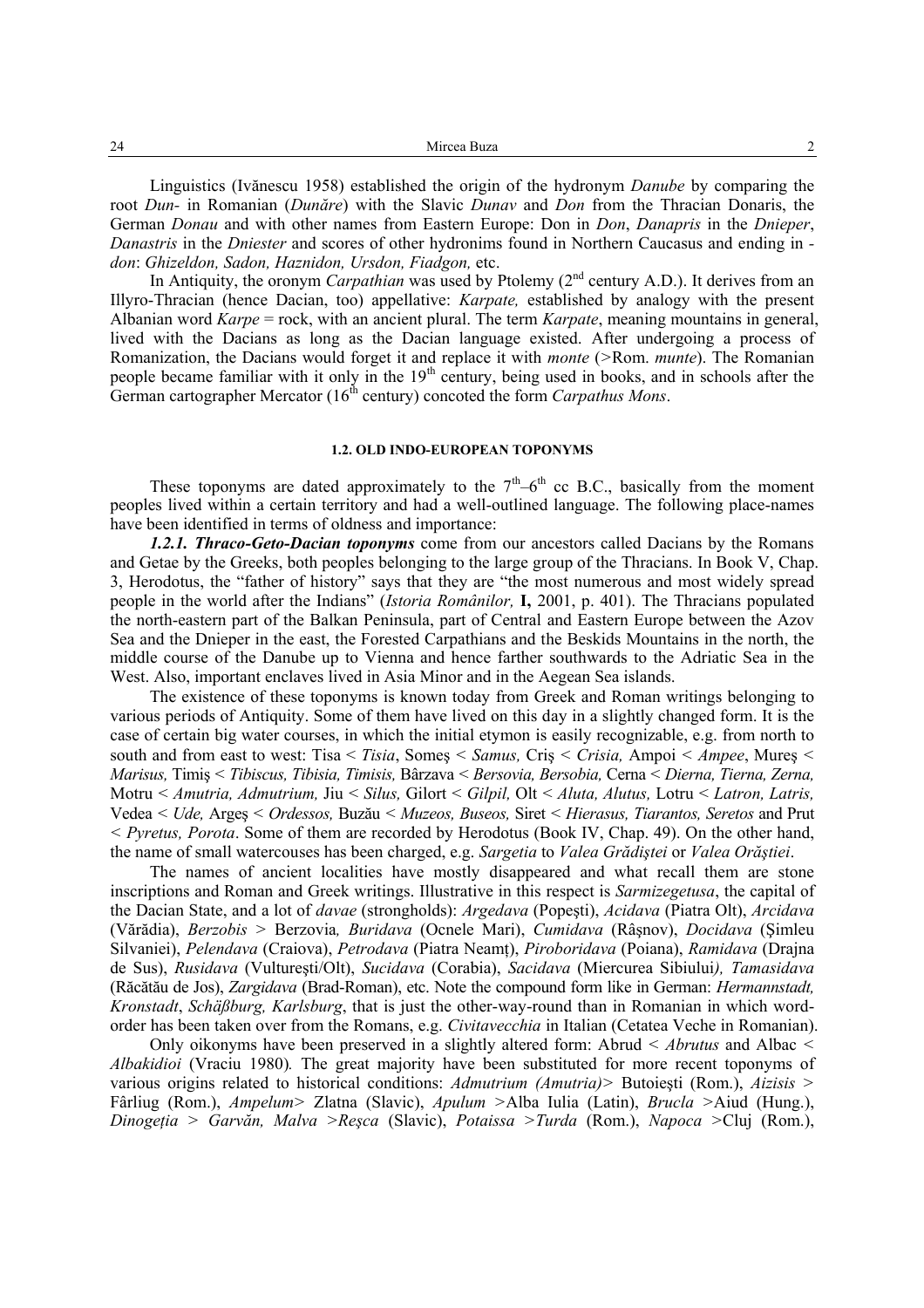Linguistics (Ivănescu 1958) established the origin of the hydronym *Danube* by comparing the root *Dun-* in Romanian (*Dunăre*) with the Slavic *Dunav* and *Don* from the Thracian Donaris, the German *Donau* and with other names from Eastern Europe: Don in *Don*, *Danapris* in the *Dnieper*, *Danastris* in the *Dniester* and scores of other hydronims found in Northern Caucasus and ending in -*don*: *Ghizeldon, Sadon, Haznidon, Ursdon, Fiadgon,* etc.

In Antiquity, the oronym *Carpathian* was used by Ptolemy (2nd century A.D.). It derives from an Illyro-Thracian (hence Dacian, too) appellative: *Karpate,* established by analogy with the present Albanian word *Karpe* = rock, with an ancient plural. The term *Karpate*, meaning mountains in general, lived with the Dacians as long as the Dacian language existed. After undergoing a process of Romanization, the Dacians would forget it and replace it with *monte* (>Rom. *munte*). The Romanian people became familiar with it only in the 19th century, being used in books, and in schools after the German cartographer Mercator (16th century) concoted the form *Carpathus Mons*.

### 1.2. OLD INDO-EUROPEAN TOPONYMS

These toponyms are dated approximately to the 7th–6th cc B.C., basically from the moment peoples lived within a certain territory and had a well-outlined language. The following place-names have been identified in terms of oldness and importance:

***1.2.1. Thraco-Geto-Dacian toponyms*** come from our ancestors called Dacians by the Romans and Getae by the Greeks, both peoples belonging to the large group of the Thracians. In Book V, Chap. 3, Herodotus, the "father of history" says that they are "the most numerous and most widely spread people in the world after the Indians" (*Istoria Românilor,* **I,** 2001, p. 401). The Thracians populated the north-eastern part of the Balkan Peninsula, part of Central and Eastern Europe between the Azov Sea and the Dnieper in the east, the Forested Carpathians and the Beskids Mountains in the north, the middle course of the Danube up to Vienna and hence farther southwards to the Adriatic Sea in the West. Also, important enclaves lived in Asia Minor and in the Aegean Sea islands.

The existence of these toponyms is known today from Greek and Roman writings belonging to various periods of Antiquity. Some of them have lived on this day in a slightly changed form. It is the case of certain big water courses, in which the initial etymon is easily recognizable, e.g. from north to south and from east to west: Tisa < *Tisia*, Someş < *Samus,* Criş < *Crisia,* Ampoi < *Ampee*, Mureş < *Marisus,* Timiş < *Tibiscus, Tibisia, Timisis,* Bârzava < *Bersovia, Bersobia,* Cerna < *Dierna, Tierna, Zerna,* Motru < *Amutria, Admutrium,* Jiu < *Silus,* Gilort < *Gilpil,* Olt < *Aluta, Alutus,* Lotru < *Latron, Latris,* Vedea < *Ude,* Argeş < *Ordessos,* Buzău < *Muzeos, Buseos,* Siret < *Hierasus, Tiarantos, Seretos* and Prut < *Pyretus, Porota*. Some of them are recorded by Herodotus (Book IV, Chap. 49). On the other hand, the name of small watercouses has been charged, e.g. *Sargetia* to *Valea Grădiştei* or *Valea Orăştiei*.

The names of ancient localities have mostly disappeared and what recall them are stone inscriptions and Roman and Greek writings. Illustrative in this respect is *Sarmizegetusa*, the capital of the Dacian State, and a lot of *davae* (strongholds): *Argedava* (Popeşti), *Acidava* (Piatra Olt), *Arcidava* (Vărădia), *Berzobis* > Berzovia*, Buridava* (Ocnele Mari), *Cumidava* (Râşnov), *Docidava* (Şimleu Silvaniei), *Pelendava* (Craiova), *Petrodava* (Piatra Neamţ), *Piroboridava* (Poiana), *Ramidava* (Drajna de Sus), *Rusidava* (Vultureşti/Olt), *Sucidava* (Corabia), *Sacidava* (Miercurea Sibiului*), Tamasidava* (Răcătău de Jos), *Zargidava* (Brad-Roman), etc. Note the compound form like in German: *Hermannstadt, Kronstadt*, *Schäßburg, Karlsburg*, that is just the other-way-round than in Romanian in which word-order has been taken over from the Romans, e.g. *Civitavecchia* in Italian (Cetatea Veche in Romanian).

Only oikonyms have been preserved in a slightly altered form: Abrud < *Abrutus* and Albac < *Albakidioi* (Vraciu 1980)*.* The great majority have been substituted for more recent toponyms of various origins related to historical conditions: *Admutrium (Amutria)>* Butoieşti (Rom.), *Aizisis >* Fârliug (Rom.), *Ampelum>* Zlatna (Slavic), *Apulum >*Alba Iulia (Latin), *Brucla >*Aiud (Hung.), *Dinogeţia > Garvăn, Malva >Reşca* (Slavic), *Potaissa >Turda* (Rom.), *Napoca >*Cluj (Rom.),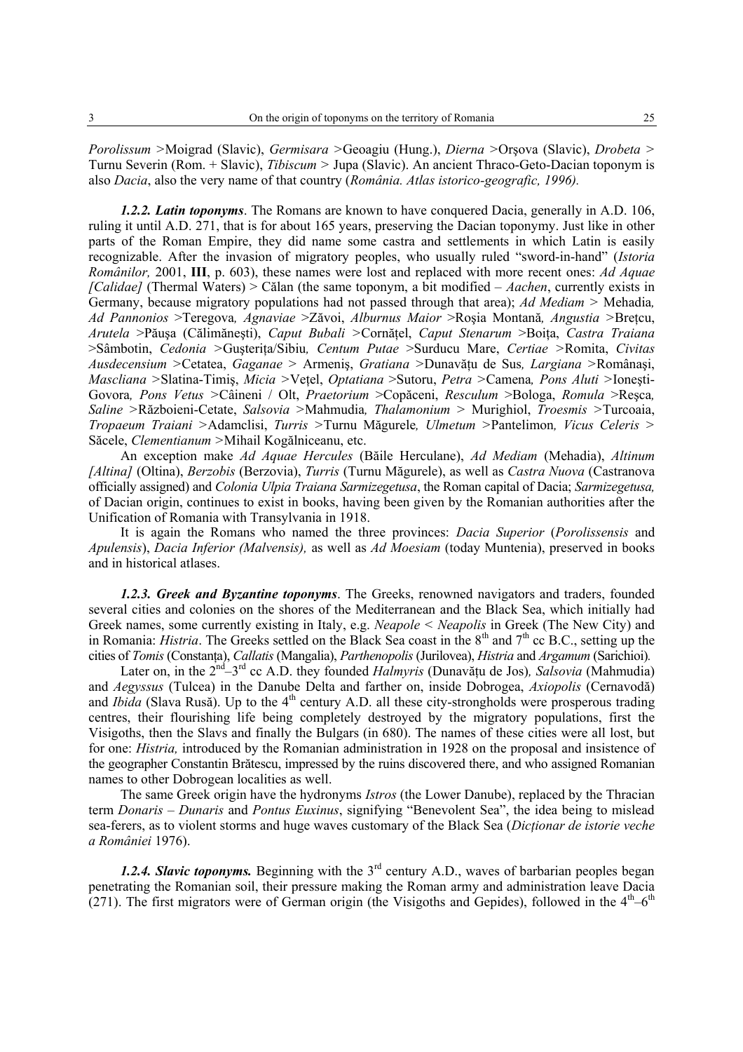*Porolissum* >Moigrad (Slavic), *Germisara* >Geoagiu (Hung.), *Dierna* >Orşova (Slavic), *Drobeta* > Turnu Severin (Rom. + Slavic), *Tibiscum* > Jupa (Slavic). An ancient Thraco-Geto-Dacian toponym is also *Dacia*, also the very name of that country (*România. Atlas istorico-geografic, 1996).*

***1.2.2. Latin toponyms***. The Romans are known to have conquered Dacia, generally in A.D. 106, ruling it until A.D. 271, that is for about 165 years, preserving the Dacian toponymy. Just like in other parts of the Roman Empire, they did name some castra and settlements in which Latin is easily recognizable. After the invasion of migratory peoples, who usually ruled "sword-in-hand" (*Istoria Românilor,* 2001, **III**, p. 603), these names were lost and replaced with more recent ones: *Ad Aquae [Calidae]* (Thermal Waters) > Călan (the same toponym, a bit modified – *Aachen*, currently exists in Germany, because migratory populations had not passed through that area); *Ad Mediam* > Mehadia*, Ad Pannonios* >Teregova*, Agnaviae* >Zăvoi, *Alburnus Maior* >Roşia Montană*, Angustia* >Breţcu, *Arutela* >Păuşa (Călimăneşti), *Caput Bubali* >Cornăţel, *Caput Stenarum* >Boiţa, *Castra Traiana* >Sâmbotin, *Cedonia* >Guşteriţa/Sibiu*, Centum Putae* >Surducu Mare, *Certiae* >Romita, *Civitas Ausdecensium* >Cetatea, *Gaganae* > Armeniş, *Gratiana* >Dunavăţu de Sus*, Largiana* >Românaşi, *Mascliana* >Slatina-Timiş, *Micia* >Veţel, *Optatiana* >Sutoru, *Petra* >Camena*, Pons Aluti* >Ioneşti-Govora*, Pons Vetus* >Câineni / Olt, *Praetorium* >Copăceni, *Resculum* >Bologa, *Romula* >Reşca*, Saline* >Războieni-Cetate, *Salsovia* >Mahmudia*, Thalamonium* > Murighiol, *Troesmis* >Turcoaia, *Tropaeum Traiani* >Adamclisi, *Turris* >Turnu Măgurele*, Ulmetum* >Pantelimon*, Vicus Celeris* > Săcele, *Clementianum* >Mihail Kogălniceanu, etc.

An exception make *Ad Aquae Hercules* (Băile Herculane), *Ad Mediam* (Mehadia), *Altinum [Altina]* (Oltina), *Berzobis* (Berzovia), *Turris* (Turnu Măgurele), as well as *Castra Nuova* (Castranova officially assigned) and *Colonia Ulpia Traiana Sarmizegetusa*, the Roman capital of Dacia; *Sarmizegetusa,* of Dacian origin, continues to exist in books, having been given by the Romanian authorities after the Unification of Romania with Transylvania in 1918.

It is again the Romans who named the three provinces: *Dacia Superior* (*Porolissensis* and *Apulensis*), *Dacia Inferior (Malvensis),* as well as *Ad Moesiam* (today Muntenia), preserved in books and in historical atlases.

***1.2.3. Greek and Byzantine toponyms***. The Greeks, renowned navigators and traders, founded several cities and colonies on the shores of the Mediterranean and the Black Sea, which initially had Greek names, some currently existing in Italy, e.g. *Neapole* < *Neapolis* in Greek (The New City) and in Romania: *Histria*. The Greeks settled on the Black Sea coast in the 8th and 7th cc B.C., setting up the cities of *Tomis* (Constanţa), *Callatis* (Mangalia), *Parthenopolis* (Jurilovea), *Histria* and *Argamum* (Sarichioi)*.*

Later on, in the 2nd–3rd cc A.D. they founded *Halmyris* (Dunavăţu de Jos)*, Salsovia* (Mahmudia) and *Aegyssus* (Tulcea) in the Danube Delta and farther on, inside Dobrogea, *Axiopolis* (Cernavodă) and *Ibida* (Slava Rusă). Up to the 4th century A.D. all these city-strongholds were prosperous trading centres, their flourishing life being completely destroyed by the migratory populations, first the Visigoths, then the Slavs and finally the Bulgars (in 680). The names of these cities were all lost, but for one: *Histria,* introduced by the Romanian administration in 1928 on the proposal and insistence of the geographer Constantin Brătescu, impressed by the ruins discovered there, and who assigned Romanian names to other Dobrogean localities as well.

The same Greek origin have the hydronyms *Istros* (the Lower Danube), replaced by the Thracian term *Donaris – Dunaris* and *Pontus Euxinus*, signifying "Benevolent Sea", the idea being to mislead sea-ferers, as to violent storms and huge waves customary of the Black Sea (*Dicţionar de istorie veche a României* 1976).

***1.2.4. Slavic toponyms.*** Beginning with the 3rd century A.D., waves of barbarian peoples began penetrating the Romanian soil, their pressure making the Roman army and administration leave Dacia (271). The first migrators were of German origin (the Visigoths and Gepides), followed in the 4th–6th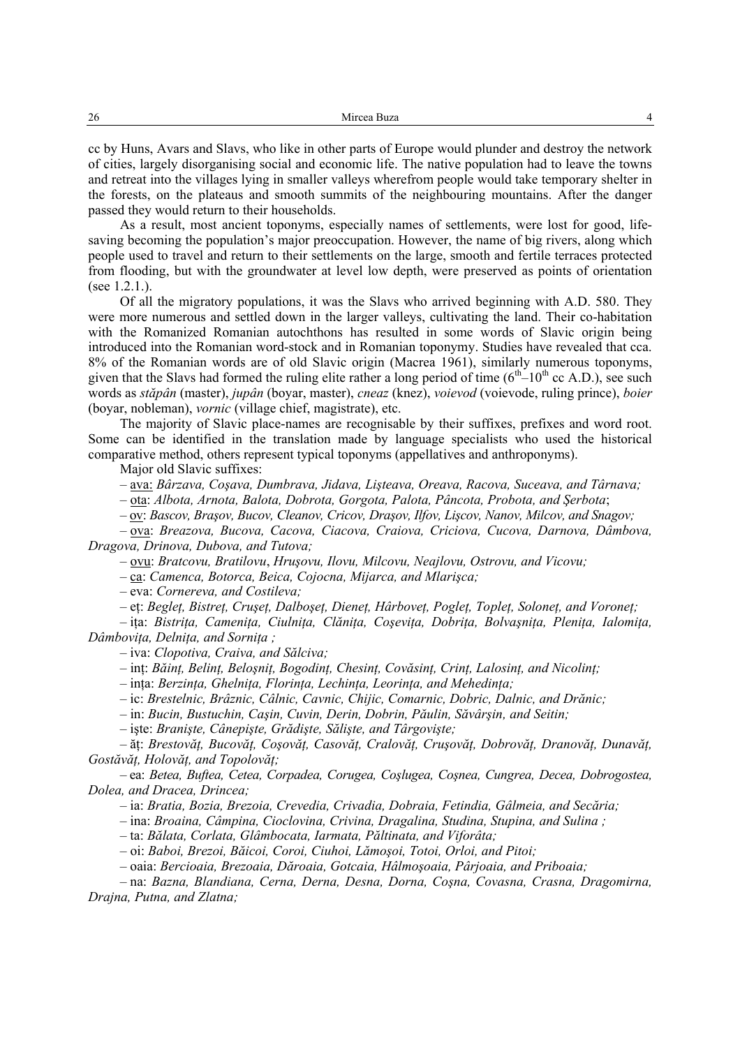cc by Huns, Avars and Slavs, who like in other parts of Europe would plunder and destroy the network of cities, largely disorganising social and economic life. The native population had to leave the towns and retreat into the villages lying in smaller valleys wherefrom people would take temporary shelter in the forests, on the plateaus and smooth summits of the neighbouring mountains. After the danger passed they would return to their households.

As a result, most ancient toponyms, especially names of settlements, were lost for good, life-saving becoming the population's major preoccupation. However, the name of big rivers, along which people used to travel and return to their settlements on the large, smooth and fertile terraces protected from flooding, but with the groundwater at level low depth, were preserved as points of orientation (see 1.2.1.).

Of all the migratory populations, it was the Slavs who arrived beginning with A.D. 580. They were more numerous and settled down in the larger valleys, cultivating the land. Their co-habitation with the Romanized Romanian autochthons has resulted in some words of Slavic origin being introduced into the Romanian word-stock and in Romanian toponymy. Studies have revealed that cca. 8% of the Romanian words are of old Slavic origin (Macrea 1961), similarly numerous toponyms, given that the Slavs had formed the ruling elite rather a long period of time ($6^{th}$–$10^{th}$ cc A.D.), see such words as *stăpân* (master), *jupân* (boyar, master), *cneaz* (knez), *voievod* (voievode, ruling prince), *boier* (boyar, nobleman), *vornic* (village chief, magistrate), etc.

The majority of Slavic place-names are recognisable by their suffixes, prefixes and word root. Some can be identified in the translation made by language specialists who used the historical comparative method, others represent typical toponyms (appellatives and anthroponyms).

Major old Slavic suffixes:

– <u>ava</u>: *Bârzava, Coşava, Dumbrava, Jidava, Lişteava, Oreava, Racova, Suceava, and Târnava;*

– <u>ota</u>: *Albota, Arnota, Balota, Dobrota, Gorgota, Palota, Pâncota, Probota, and Şerbota*;

– <u>ov</u>: *Bascov, Braşov, Bucov, Cleanov, Cricov, Draşov, Ilfov, Lişcov, Nanov, Milcov, and Snagov;*

– <u>ova</u>: *Breazova, Bucova, Cacova, Ciacova, Craiova, Criciova, Cucova, Darnova, Dâmbova, Dragova, Drinova, Dubova, and Tutova;*

– <u>ovu</u>: *Bratcovu*, *Bratilovu*, *Hruşovu, Ilovu, Milcovu, Neajlovu, Ostrovu, and Vicovu;*

– <u>ca</u>: *Camenca, Botorca, Beica, Cojocna, Mijarca, and Mlarişca;*

– eva: *Cornereva, and Costileva;*

– eţ: *Begleţ, Bistreţ, Cruşeţ, Dalboşeţ, Dieneţ, Hârboveţ, Pogleţ, Topleţ, Soloneţ, and Voroneţ;*

– iţa: *Bistriţa, Cameniţa, Ciulniţa, Clăniţa, Coşeviţa, Dobriţa, Bolvaşniţa, Pleniţa, Ialomiţa, Dâmboviţa, Delniţa, and Sorniţa ;*

– iva: *Clopotiva, Craiva, and Sălciva;*

– inţ: *Băinţ, Belinţ, Beloşniţ, Bogodinţ, Chesinţ, Covăsinţ, Crinţ, Lalosinţ, and Nicolinţ;*

– inţa: *Berzinţa, Ghelniţa, Florinţa, Lechinţa, Leorinţa, and Mehedinţa;*

– ic: *Brestelnic, Brâznic, Câlnic, Cavnic, Chijic, Comarnic, Dobric, Dalnic, and Drănic;*

– in: *Bucin, Bustuchin, Caşin, Cuvin, Derin, Dobrin, Păulin, Săvârşin, and Seitin;*

– işte: *Branişte, Cânepişte, Grădişte, Sălişte, and Târgovişte;*

– ăţ: *Brestovăţ, Bucovăţ, Coşovăţ, Casovăţ, Cralovăţ, Cruşovăţ, Dobrovăţ, Dranovăţ, Dunavăţ, Gostăvăţ, Holovăţ, and Topolovăţ;*

– ea: *Betea, Buftea, Cetea, Corpadea, Corugea, Coşlugea, Coşnea, Cungrea, Decea, Dobrogostea, Dolea, and Dracea, Drincea;*

– ia: *Bratia, Bozia, Brezoia, Crevedia, Crivadia, Dobraia, Fetindia, Gâlmeia, and Secăria;*

– ina: *Broaina, Câmpina, Cioclovina, Crivina, Dragalina, Studina, Stupina, and Sulina ;*

– ta: *Bălata, Corlata, Glâmbocata, Iarmata, Păltinata, and Viforâta;*

– oi: *Baboi, Brezoi, Băicoi, Coroi, Ciuhoi, Lămoşoi, Totoi, Orloi, and Pitoi;*

– oaia: *Bercioaia, Brezoaia, Dăroaia, Gotcaia, Hâlmoşoaia, Pârjoaia, and Priboaia;*

– na: *Bazna, Blandiana, Cerna, Derna, Desna, Dorna, Coşna, Covasna, Crasna, Dragomirna, Drajna, Putna, and Zlatna;*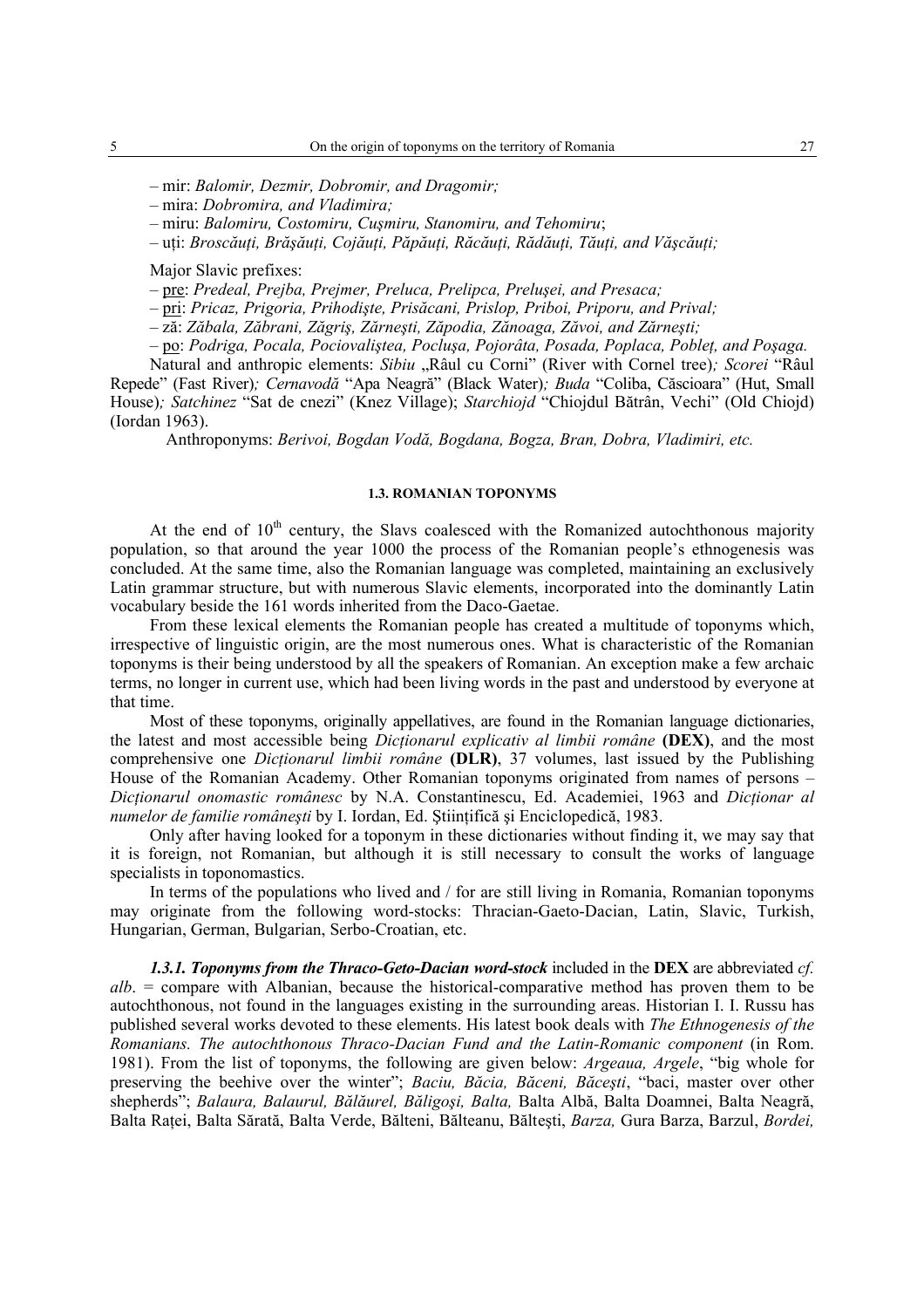– mir: *Balomir, Dezmir, Dobromir, and Dragomir;*

– mira: *Dobromira, and Vladimira;*

– miru: *Balomiru, Costomiru, Cuşmiru, Stanomiru, and Tehomiru*;

– uți: *Broscăuți, Brăşăuți, Cojăuți, Păpăuți, Răcăuți, Rădăuți, Tăuți, and Văşcăuți;*

Major Slavic prefixes:

– pre: *Predeal, Prejba, Prejmer, Preluca, Prelipca, Preluşei, and Presaca;*

– pri: *Pricaz, Prigoria, Prihodişte, Prisăcani, Prislop, Priboi, Priporu, and Prival;*

– ză: *Zăbala, Zăbrani, Zăgriş, Zărneşti, Zăpodia, Zănoaga, Zăvoi, and Zărneşti;*

– po: *Podriga, Pocala, Pociovaliştea, Pocluşa, Pojorâta, Posada, Poplaca, Pobleț, and Poşaga.*

Natural and anthropic elements: *Sibiu* „Râul cu Corni" (River with Cornel tree)*; Scorei* "Râul Repede" (Fast River)*; Cernavodă* "Apa Neagră" (Black Water)*; Buda* "Coliba, Căscioara" (Hut, Small House)*; Satchinez* "Sat de cnezi" (Knez Village); *Starchiojd* "Chiojdul Bătrân, Vechi" (Old Chiojd) (Iordan 1963).

Anthroponyms: *Berivoi, Bogdan Vodă, Bogdana, Bogza, Bran, Dobra, Vladimiri, etc.*

### 1.3. ROMANIAN TOPONYMS

At the end of 10th century, the Slavs coalesced with the Romanized autochthonous majority population, so that around the year 1000 the process of the Romanian people's ethnogenesis was concluded. At the same time, also the Romanian language was completed, maintaining an exclusively Latin grammar structure, but with numerous Slavic elements, incorporated into the dominantly Latin vocabulary beside the 161 words inherited from the Daco-Gaetae.

From these lexical elements the Romanian people has created a multitude of toponyms which, irrespective of linguistic origin, are the most numerous ones. What is characteristic of the Romanian toponyms is their being understood by all the speakers of Romanian. An exception make a few archaic terms, no longer in current use, which had been living words in the past and understood by everyone at that time.

Most of these toponyms, originally appellatives, are found in the Romanian language dictionaries, the latest and most accessible being *Dicționarul explicativ al limbii române* **(DEX)**, and the most comprehensive one *Dicționarul limbii române* **(DLR)**, 37 volumes, last issued by the Publishing House of the Romanian Academy. Other Romanian toponyms originated from names of persons – *Dicționarul onomastic românesc* by N.A. Constantinescu, Ed. Academiei, 1963 and *Dicționar al numelor de familie româneşti* by I. Iordan, Ed. Științifică şi Enciclopedică, 1983.

Only after having looked for a toponym in these dictionaries without finding it, we may say that it is foreign, not Romanian, but although it is still necessary to consult the works of language specialists in toponomastics.

In terms of the populations who lived and / for are still living in Romania, Romanian toponyms may originate from the following word-stocks: Thracian-Gaeto-Dacian, Latin, Slavic, Turkish, Hungarian, German, Bulgarian, Serbo-Croatian, etc.

***1.3.1. Toponyms from the Thraco-Geto-Dacian word-stock*** included in the **DEX** are abbreviated *cf. alb*. = compare with Albanian, because the historical-comparative method has proven them to be autochthonous, not found in the languages existing in the surrounding areas. Historian I. I. Russu has published several works devoted to these elements. His latest book deals with *The Ethnogenesis of the Romanians. The autochthonous Thraco-Dacian Fund and the Latin-Romanic component* (in Rom. 1981). From the list of toponyms, the following are given below: *Argeaua, Argele*, "big whole for preserving the beehive over the winter"; *Baciu, Băcia, Băceni, Băceşti*, "baci, master over other shepherds"; *Balaura, Balaurul, Bălăurel, Băligoşi, Balta,* Balta Albă, Balta Doamnei, Balta Neagră, Balta Rației, Balta Sărată, Balta Verde, Bălteni, Bălteanu, Bălteşti, *Barza,* Gura Barza, Barzul, *Bordei,*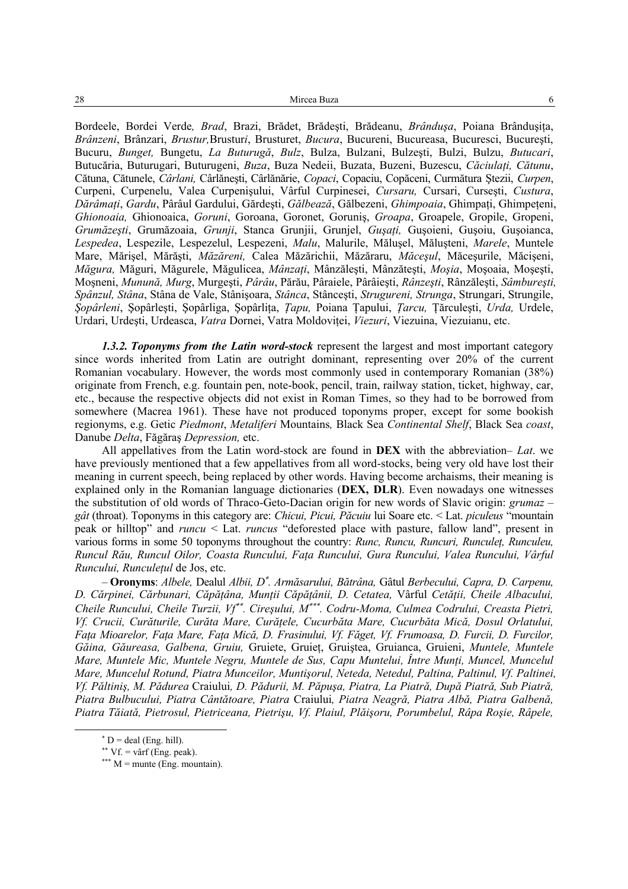Bordeele, Bordei Verde*, Brad*, Brazi, Brădet, Brădeşti, Brădeanu, *Brânduşa*, Poiana Brânduşiţa, *Brânzeni*, Brânzari, *Brustur,*Brusturi, Brusturet, *Bucura*, Bucureni, Bucureasa, Bucuresci, Bucureşti, Bucuru, *Bunget,* Bungetu, *La Buturugă*, *Bulz*, Bulza, Bulzani, Bulzeşti, Bulzi, Bulzu, *Butucari*, Butucăria, Buturugari, Buturugeni, *Buza*, Buza Nedeii, Buzata, Buzeni, Buzescu, *Căciulaţi, Cătunu*, Cătuna, Cătunele, *Cârlani,* Cârlăneşti, Cârlănărie, *Copaci*, Copaciu, Copăceni, Curmătura Ştezii, *Curpen*, Curpeni, Curpenelu, Valea Curpenişului, Vârful Curpinesei, *Cursaru,* Cursari, Curseşti, *Custura*, *Dărâmaţi*, *Gardu*, Pârâul Gardului, Gărdeşti, *Gălbează*, Gălbezeni, *Ghimpoaia*, Ghimpaţi, Ghimpeţeni, *Ghionoaia,* Ghionoaica, *Goruni*, Goroana, Goronet, Goruniş, *Groapa*, Groapele, Gropile, Gropeni, *Grumăzeşti*, Grumăzoaia, *Grunji*, Stanca Grunjii, Grunjel, *Guşaţi,* Guşoieni, Guşoiu, Guşoianca, *Lespedea*, Lespezile, Lespezelul, Lespezeni, *Malu*, Malurile, Măluşel, Măluşteni, *Marele*, Muntele Mare, Mărişel, Mărăşti, *Măzăreni,* Calea Măzărichii, Măzăraru, *Măceşul*, Măceşurile, Măcişeni, *Măgura,* Măguri, Măgurele, Măgulicea, *Mânzaţi*, Mânzăleşti, Mânzăteşti, *Moşia*, Moşoaia, Moşeşti, Moşneni, *Munună, Murg*, Murgeşti, *Pârâu*, Părău, Pâraiele, Pârâieşti, *Rânzeşti*, Rânzăleşti, *Sâmbureşti, Spânzul, Stâna*, Stâna de Vale, Stânişoara, *Stânca*, Stânceşti, *Strugureni, Strunga*, Strungari, Strungile, *Şopârleni*, Şopârleşti, Şopârliga, Şopârliţa, *Ţapu,* Poiana Ţapului, *Ţarcu,* Ţărculeşti, *Urda,* Urdele, Urdari, Urdeşti, Urdeasca, *Vatra* Dornei, Vatra Moldoviţei, *Viezuri*, Viezuina, Viezuianu, etc.

***1.3.2. Toponyms from the Latin word-stock*** represent the largest and most important category since words inherited from Latin are outright dominant, representing over 20% of the current Romanian vocabulary. However, the words most commonly used in contemporary Romanian (38%) originate from French, e.g. fountain pen, note-book, pencil, train, railway station, ticket, highway, car, etc., because the respective objects did not exist in Roman Times, so they had to be borrowed from somewhere (Macrea 1961). These have not produced toponyms proper, except for some bookish regionyms, e.g. Getic *Piedmont*, *Metaliferi* Mountains*,* Black Sea *Continental Shelf*, Black Sea *coast*, Danube *Delta*, Făgăraş *Depression,* etc.

All appellatives from the Latin word-stock are found in **DEX** with the abbreviation– *Lat*. we have previously mentioned that a few appellatives from all word-stocks, being very old have lost their meaning in current speech, being replaced by other words. Having become archaisms, their meaning is explained only in the Romanian language dictionaries (**DEX, DLR**). Even nowadays one witnesses the substitution of old words of Thraco-Geto-Dacian origin for new words of Slavic origin: *grumaz – gât* (throat). Toponyms in this category are: *Chicui, Picui, Păcuiu* lui Soare etc. < Lat. *piculeus* "mountain peak or hilltop" and *runcu* < Lat. *runcus* "deforested place with pasture, fallow land", present in various forms in some 50 toponyms throughout the country: *Runc, Runcu, Runcuri, Runculeţ, Runculeu, Runcul Rău, Runcul Oilor, Coasta Runcului, Faţa Runcului, Gura Runcului, Valea Runcului, Vârful Runcului, Runculeţul* de Jos, etc*.*

– **Oronyms**: *Albele,* Dealul *Albii, D*[*]*. Armăsarului, Bătrâna,* Gâtul *Berbecului, Capra, D. Carpenu, D. Cărpinei, Cărbunari, Căpăţâna, Munţii Căpăţânii, D. Cetatea,* Vârful *Cetăţii, Cheile Albacului, Cheile Runcului, Cheile Turzii, Vf*[**]*. Cireşului, M*[***]*. Codru-Moma, Culmea Codrului, Creasta Pietri, Vf. Crucii, Curăturile, Curăta Mare, Curăţele, Cucurbăta Mare, Cucurbăta Mică, Dosul Orlatului, Faţa Mioarelor, Faţa Mare, Faţa Mică, D. Frasinului, Vf. Făget, Vf. Frumoasa, D. Furcii, D. Furcilor, Găina, Găureasa, Galbena, Gruiu,* Gruiete, Gruieţ, Gruiştea, Gruianca, Gruieni, *Muntele, Muntele Mare, Muntele Mic, Muntele Negru, Muntele de Sus, Capu Muntelui, Între Munţi, Muncel, Muncelul Mare, Muncelul Rotund, Piatra Munceilor, Muntişorul, Neteda, Netedul, Paltina, Paltinul, Vf. Paltinei, Vf. Păltiniş, M. Pădurea* Craiului*, D. Pădurii, M. Păpuşa, Piatra, La Piatră, După Piatră, Sub Piatră, Piatra Bulbucului, Piatra Cântătoare, Piatra* Craiului*, Piatra Neagră, Piatra Albă, Piatra Galbenă, Piatra Tăiată, Pietrosul, Pietriceana, Pietrişu, Vf. Plaiul, Plăişoru, Porumbelul, Râpa Roşie, Râpele,*

[*] D = deal (Eng. hill).

[**] Vf. = vârf (Eng. peak).

[***] M = munte (Eng. mountain).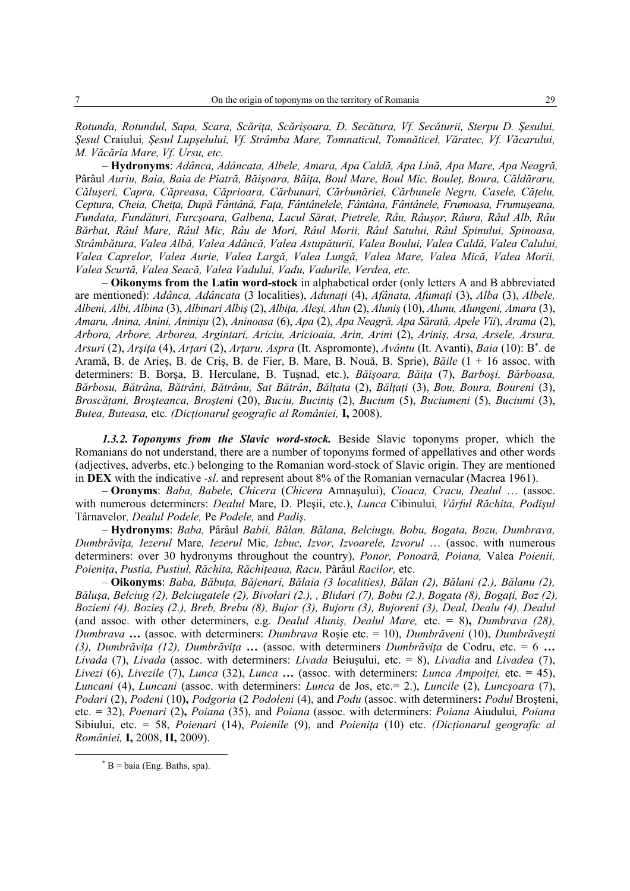*Rotunda, Rotundul, Sapa, Scara, Scărița, Scărișoara, D. Secătura, Vf. Secăturii, Sterpu D. Şesului, Şesul* Craiului*, Şesul Lupşelului, Vf. Strâmba Mare, Tomnaticul, Tomnăticel, Văratec, Vf. Văcarului, M. Văcăria Mare, Vf. Ursu, etc.*

– **Hydronyms**: *Adânca, Adâncata, Albele, Amara, Apa Caldă, Apa Lină, Apa Mare, Apa Neagră,* Pârâul *Auriu, Baia, Baia de Piatră, Băişoara, Băița, Boul Mare, Boul Mic, Bouleț, Boura, Căldăraru, Căluşeri, Capra, Căpreasa, Căprioara, Cărbunari, Cărbunăriei, Cărbunele Negru, Casele, Cățelu, Ceptura, Cheia, Cheița, După Fântână, Fața, Fântânelele, Fântâna, Fântânele, Frumoasa, Frumuşeana, Fundata, Fundături, Furcşoara, Galbena, Lacul Sărat, Pietrele, Râu, Râuşor, Râura, Râul Alb, Râu Bărbat, Râul Mare, Râul Mic, Râu de Mori, Râul Morii, Râul Satului, Râul Spinului, Spinoasa, Strâmbătura, Valea Albă, Valea Adâncă, Valea Astupăturii, Valea Boului, Valea Caldă, Valea Calului, Valea Caprelor, Valea Aurie, Valea Largă, Valea Lungă, Valea Mare, Valea Mică, Valea Morii, Valea Scurtă, Valea Seacă, Valea Vadului, Vadu, Vadurile, Verdea, etc.*

– **Oikonyms from the Latin word-stock** in alphabetical order (only letters A and B abbreviated are mentioned): *Adânca, Adâncata* (3 localities), *Adunați* (4), *Afânata, Afumați* (3), *Alba* (3), *Albele, Albeni, Albi, Albina* (3), *Albinari Albiş* (2), *Albița, Aleşi, Alun* (2), *Aluniş* (10), *Alunu, Alungeni, Amara* (3), *Amaru, Anina, Anini, Aninişu* (2), *Aninoasa* (6), *Apa* (2), *Apa Neagră, Apa Sărată, Apele Vii*), *Arama* (2), *Arbora, Arbore, Arborea, Argintari, Ariciu, Aricioaia, Arin, Arini* (2), *Ariniş, Arsa, Arsele, Arsura, Arsuri* (2), *Arşița* (4), *Arțari* (2), *Arțaru, Aspra* (It. Aspromonte), *Avântu* (It. Avanti), *Baia* (10): B[*]. de Aramă, B. de Arieş, B. de Criş, B. de Fier, B. Mare, B. Nouă, B. Sprie), *Băile* (1 + 16 assoc. with determiners: B. Borşa, B. Herculane, B. Tuşnad, etc.), *Băişoara, Băița* (7), *Barboşi, Bărboasa, Bărbosu, Bătrâna, Bătrâni, Bătrânu, Sat Bătrân*, *Bălțata* (2), *Bălțați* (3), *Bou, Boura, Boureni* (3), *Broscăţani, Broşteanca, Broşteni* (20), *Buciu, Buciniş* (2), *Bucium* (5), *Buciumeni* (5), *Buciumi* (3), *Butea, Buteasa,* etc*. (Dicționarul geografic al României,* **I,** 2008).

***1.3.2. Toponyms from the Slavic word-stock.*** Beside Slavic toponyms proper, which the Romanians do not understand, there are a number of toponyms formed of appellatives and other words (adjectives, adverbs, etc.) belonging to the Romanian word-stock of Slavic origin. They are mentioned in **DEX** with the indicative *-sl*. and represent about 8% of the Romanian vernacular (Macrea 1961).

– **Oronyms**: *Baba, Babele, Chicera* (*Chicera* Amnaşului), *Cioaca, Cracu, Dealul* … (assoc. with numerous determiners: *Dealul* Mare, D. Pleşii, etc.), *Lunca* Cibinului*, Vârful Răchita, Podişul* Târnavelor*, Dealul Podele,* Pe *Podele,* and *Padiş.*

– **Hydronyms**: *Baba,* Pârâul *Babii, Bălan, Bălana, Belciugu, Bobu, Bogata, Bozu, Dumbrava, Dumbrăvița, Iezerul* Mare*, Iezerul* Mic*, Izbuc, Izvor, Izvoarele, Izvorul* … (assoc. with numerous determiners: over 30 hydronyms throughout the country), *Ponor, Ponoară, Poiana,* Valea *Poienii, Poienița*, *Pustia, Pustiul, Răchita, Răchițeaua, Racu,* Pârâul *Racilor,* etc.

– **Oikonyms**: *Baba, Băbuța, Băjenari, Bălaia (3 localities), Bălan (2), Bălani (2.), Bălanu (2), Băluşa, Belciug (2), Belciugatele (2), Bivolari (2.), , Blidari (7), Bobu (2.), Bogata (8), Bogați, Boz (2), Bozieni (4), Bozieş (2.), Breb, Brebu (8), Bujor (3), Bujoru (3), Bujoreni (3), Deal, Dealu (4), Dealul* (and assoc. with other determiners, e.g. *Dealul Aluniş, Dealul Mare,* etc. **=** 8)**,** *Dumbrava (28), Dumbrava* **…** (assoc. with determiners: *Dumbrava* Roşie etc. = 10), *Dumbrăveni* (10), *Dumbrăveşti (3), Dumbrăvița (12), Dumbrăvița* **…** (assoc. with determiners *Dumbrăvița* de Codru, etc. = 6 **…** *Livada* (7), *Livada* (assoc. with determiners: *Livada* Beiuşului, etc. = 8), *Livadia* and *Livadea* (7), *Livezi* (6), *Livezile* (7), *Lunca* (32), *Lunca* **…** (assoc. with determiners: *Lunca Ampoiței,* etc. **=** 45), *Luncani* (4), *Luncani* (assoc. with determiners: *Lunca* de Jos, etc.= 2.), *Luncile* (2), *Luncşoara* (7), *Podari* (2), *Podeni* (10**),** *Podgoria* (2 *Podoleni* (4), and *Podu* (assoc. with determiners**:** *Podul* Broşteni, etc. **=** 32), *Poenari* (2)**,** *Poiana* (35), and *Poiana* (assoc. with determiners: *Poiana* Aiudului*, Poiana* Sibiului, etc. = 58, *Poienari* (14), *Poienile* (9), and *Poienița* (10) etc. *(Dicționarul geografic al României,* **I,** 2008, **II,** 2009).

---

[*] B = baia (Eng. Baths, spa).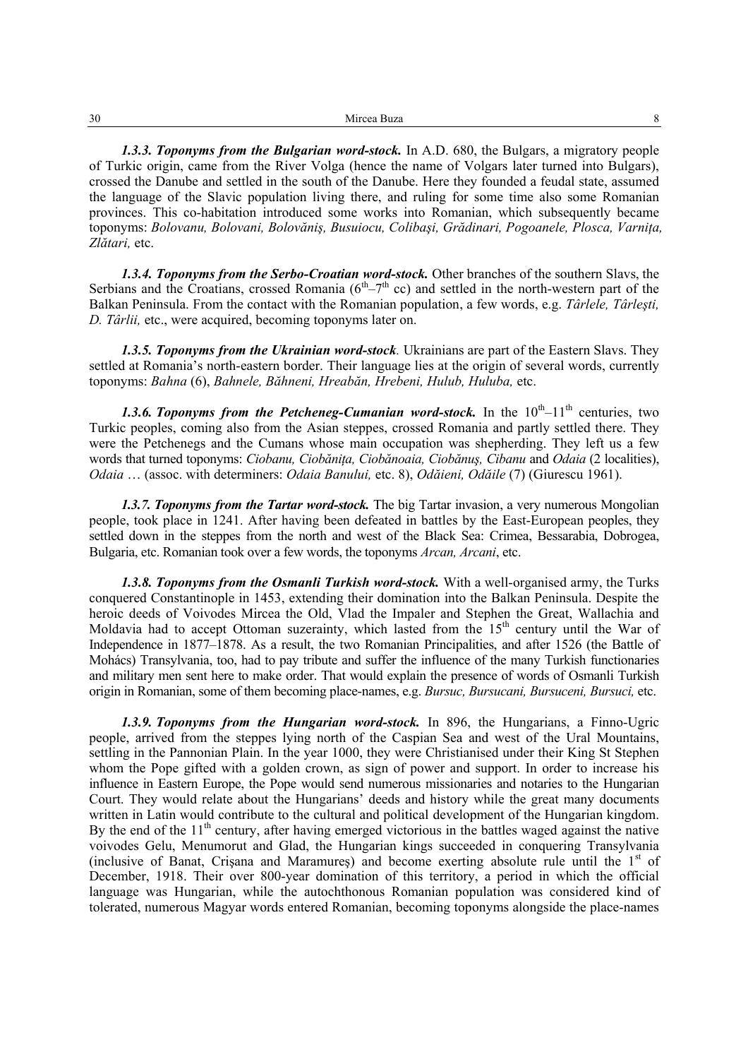***1.3.3. Toponyms from the Bulgarian word-stock.*** In A.D. 680, the Bulgars, a migratory people of Turkic origin, came from the River Volga (hence the name of Volgars later turned into Bulgars), crossed the Danube and settled in the south of the Danube. Here they founded a feudal state, assumed the language of the Slavic population living there, and ruling for some time also some Romanian provinces. This co-habitation introduced some works into Romanian, which subsequently became toponyms: *Bolovanu, Bolovani, Bolovăniş, Busuiocu, Colibaşi, Grădinari, Pogoanele, Plosca, Varniţa, Zlătari,* etc.

***1.3.4. Toponyms from the Serbo-Croatian word-stock.*** Other branches of the southern Slavs, the Serbians and the Croatians, crossed Romania ($6^{th}$–$7^{th}$ cc) and settled in the north-western part of the Balkan Peninsula. From the contact with the Romanian population, a few words, e.g. *Târlele, Târleşti, D. Târlii,* etc., were acquired, becoming toponyms later on.

***1.3.5. Toponyms from the Ukrainian word-stock*.** Ukrainians are part of the Eastern Slavs. They settled at Romania's north-eastern border. Their language lies at the origin of several words, currently toponyms: *Bahna* (6), *Bahnele, Băhneni, Hreabăn, Hrebeni, Hulub, Huluba,* etc.

***1.3.6. Toponyms from the Petcheneg-Cumanian word-stock.*** In the $10^{th}$–$11^{th}$ centuries, two Turkic peoples, coming also from the Asian steppes, crossed Romania and partly settled there. They were the Petchenegs and the Cumans whose main occupation was shepherding. They left us a few words that turned toponyms: *Ciobanu, Ciobăniţa, Ciobănoaia, Ciobănuş, Cibanu* and *Odaia* (2 localities), *Odaia* … (assoc. with determiners: *Odaia Banului,* etc. 8), *Odăieni, Odăile* (7) (Giurescu 1961).

***1.3.7. Toponyms from the Tartar word-stock.*** The big Tartar invasion, a very numerous Mongolian people, took place in 1241. After having been defeated in battles by the East-European peoples, they settled down in the steppes from the north and west of the Black Sea: Crimea, Bessarabia, Dobrogea, Bulgaria, etc. Romanian took over a few words, the toponyms *Arcan, Arcani*, etc.

***1.3.8. Toponyms from the Osmanli Turkish word-stock.*** With a well-organised army, the Turks conquered Constantinople in 1453, extending their domination into the Balkan Peninsula. Despite the heroic deeds of Voivodes Mircea the Old, Vlad the Impaler and Stephen the Great, Wallachia and Moldavia had to accept Ottoman suzerainty, which lasted from the $15^{th}$ century until the War of Independence in 1877–1878. As a result, the two Romanian Principalities, and after 1526 (the Battle of Mohács) Transylvania, too, had to pay tribute and suffer the influence of the many Turkish functionaries and military men sent here to make order. That would explain the presence of words of Osmanli Turkish origin in Romanian, some of them becoming place-names, e.g. *Bursuc, Bursucani, Bursuceni, Bursuci,* etc.

***1.3.9. Toponyms from the Hungarian word-stock.*** In 896, the Hungarians, a Finno-Ugric people, arrived from the steppes lying north of the Caspian Sea and west of the Ural Mountains, settling in the Pannonian Plain. In the year 1000, they were Christianised under their King St Stephen whom the Pope gifted with a golden crown, as sign of power and support. In order to increase his influence in Eastern Europe, the Pope would send numerous missionaries and notaries to the Hungarian Court. They would relate about the Hungarians' deeds and history while the great many documents written in Latin would contribute to the cultural and political development of the Hungarian kingdom. By the end of the $11^{th}$ century, after having emerged victorious in the battles waged against the native voivodes Gelu, Menumorut and Glad, the Hungarian kings succeeded in conquering Transylvania (inclusive of Banat, Crişana and Maramureş) and become exerting absolute rule until the $1^{st}$ of December, 1918. Their over 800-year domination of this territory, a period in which the official language was Hungarian, while the autochthonous Romanian population was considered kind of tolerated, numerous Magyar words entered Romanian, becoming toponyms alongside the place-names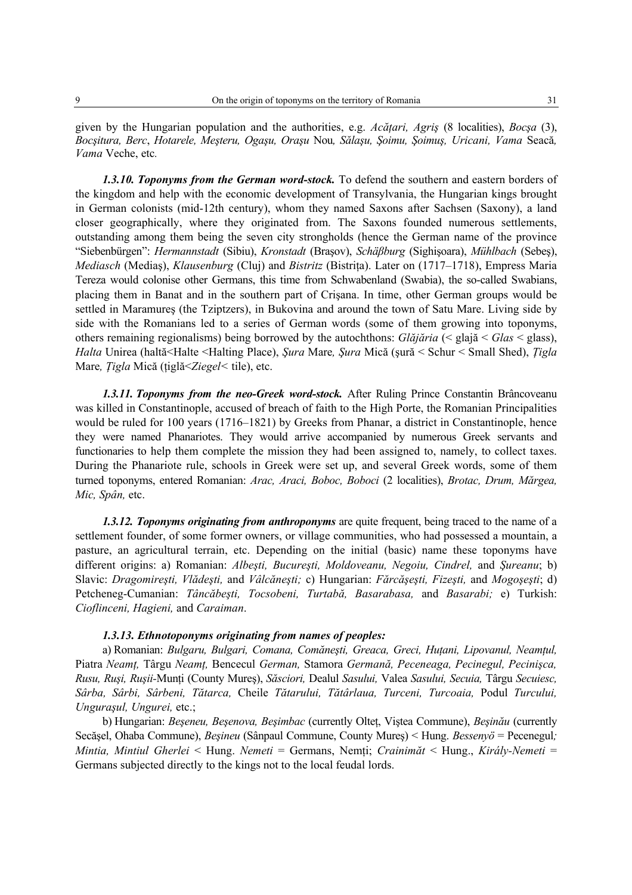given by the Hungarian population and the authorities, e.g. *Acăţari, Agriş* (8 localities), *Bocşa* (3), *Bocşitura, Berc*, *Hotarele, Meşteru, Ogaşu, Oraşu* Nou*, Sălaşu, Şoimu, Şoimuş, Uricani, Vama* Seacă*, Vama* Veche, etc*.*

***1.3.10. Toponyms from the German word-stock.*** To defend the southern and eastern borders of the kingdom and help with the economic development of Transylvania, the Hungarian kings brought in German colonists (mid-12th century), whom they named Saxons after Sachsen (Saxony), a land closer geographically, where they originated from. The Saxons founded numerous settlements, outstanding among them being the seven city strongholds (hence the German name of the province "Siebenbürgen": *Hermannstadt* (Sibiu), *Kronstadt* (Braşov), *Schäβburg* (Sighişoara), *Mühlbach* (Sebeş), *Mediasch* (Mediaş), *Klausenburg* (Cluj) and *Bistritz* (Bistriţa). Later on (1717–1718), Empress Maria Tereza would colonise other Germans, this time from Schwabenland (Swabia), the so-called Swabians, placing them in Banat and in the southern part of Crişana. In time, other German groups would be settled in Maramureş (the Tziptzers), in Bukovina and around the town of Satu Mare. Living side by side with the Romanians led to a series of German words (some of them growing into toponyms, others remaining regionalisms) being borrowed by the autochthons: *Glăjăria* (< glajă < *Glas* < glass), *Halta* Unirea (haltă<Halte <Halting Place), *Şura* Mare*, Şura* Mică (şură < Schur < Small Shed), *Ţigla* Mare*, Ţigla* Mică (ţiglă<*Ziegel*< tile), etc.

***1.3.11. Toponyms from the neo-Greek word-stock.*** After Ruling Prince Constantin Brâncoveanu was killed in Constantinople, accused of breach of faith to the High Porte, the Romanian Principalities would be ruled for 100 years (1716–1821) by Greeks from Phanar, a district in Constantinople, hence they were named Phanariotes*.* They would arrive accompanied by numerous Greek servants and functionaries to help them complete the mission they had been assigned to, namely, to collect taxes. During the Phanariote rule, schools in Greek were set up, and several Greek words, some of them turned toponyms, entered Romanian: *Arac, Araci, Boboc, Boboci* (2 localities), *Brotac, Drum, Mărgea, Mic, Spân,* etc.

***1.3.12. Toponyms originating from anthroponyms*** are quite frequent, being traced to the name of a settlement founder, of some former owners, or village communities, who had possessed a mountain, a pasture, an agricultural terrain, etc. Depending on the initial (basic) name these toponyms have different origins: a) Romanian: *Albeşti, Bucureşti, Moldoveanu, Negoiu, Cindrel,* and *Şureanu*; b) Slavic: *Dragomireşti, Vlădeşti,* and *Vâlcăneşti;* c) Hungarian: *Fărcăşeşti, Fizeşti,* and *Mogoşeşti*; d) Petcheneg-Cumanian: *Tâncăbeşti, Tocsobeni, Turtabă, Basarabasa,* and *Basarabi;* e) Turkish: *Cioflinceni, Hagieni,* and *Caraiman*.

***1.3.13. Ethnotoponyms originating from names of peoples:***

a) Romanian: *Bulgaru, Bulgari, Comana, Comăneşti, Greaca, Greci, Huţani, Lipovanul, Neamţul,* Piatra *Neamţ,* Târgu *Neamţ,* Bencecul *German,* Stamora *Germană, Peceneaga, Pecinegul, Pecinişca, Rusu, Ruşi, Ruşii*-Munţi (County Mureş), *Săsciori,* Dealul *Sasului,* Valea *Sasului, Secuia,* Târgu *Secuiesc, Sârba, Sârbi, Sârbeni, Tătarca,* Cheile *Tătarului, Tătârlaua, Turceni, Turcoaia,* Podul *Turcului, Unguraşul, Ungurei,* etc.;

b) Hungarian: *Beşeneu, Beşenova, Beşimbac* (currently Olteţ, Viştea Commune), *Beşinău* (currently Secăşel, Ohaba Commune), *Beşineu* (Sânpaul Commune, County Mureş) < Hung. *Bessenyö* = Pecenegul*; Mintia, Mintiul Gherlei* < Hung. *Nemeti* = Germans, Nemţi; *Crainimăt* < Hung., *Király-Nemeti* = Germans subjected directly to the kings not to the local feudal lords.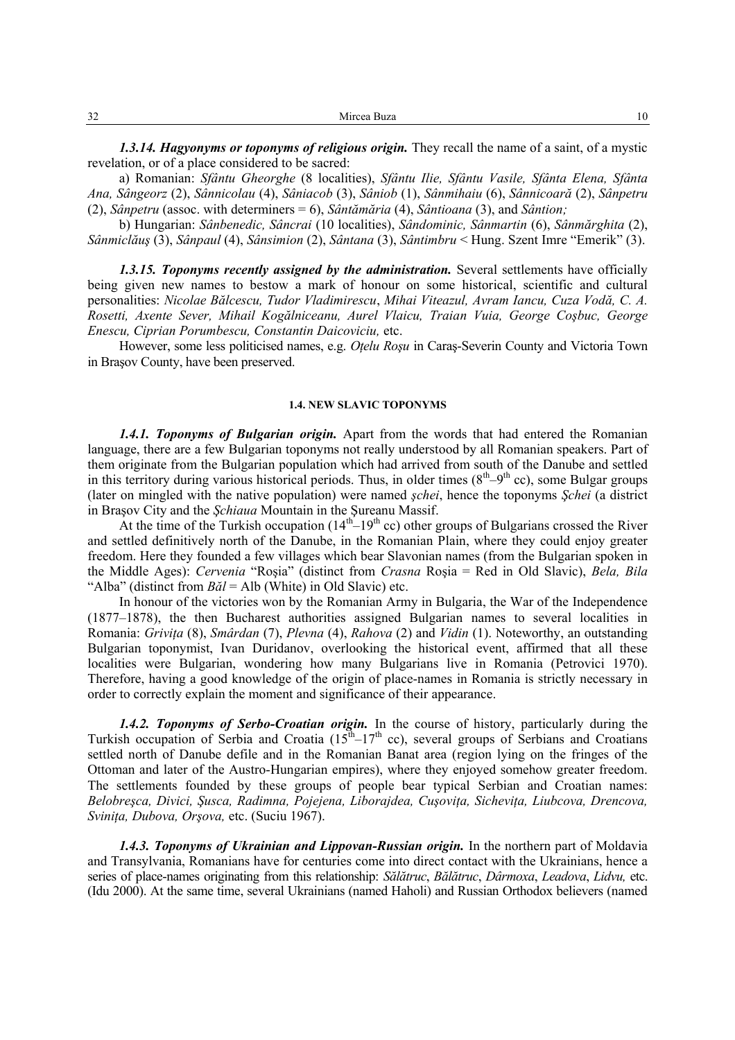***1.3.14. Hagyonyms or toponyms of religious origin.*** They recall the name of a saint, of a mystic revelation, or of a place considered to be sacred:

a) Romanian: *Sfântu Gheorghe* (8 localities), *Sfântu Ilie, Sfântu Vasile, Sfânta Elena, Sfânta Ana, Sângeorz* (2), *Sânnicolau* (4), *Sâniacob* (3), *Sâniob* (1), *Sânmihaiu* (6), *Sânnicoară* (2), *Sânpetru* (2), *Sânpetru* (assoc. with determiners = 6), *Sântămăria* (4), *Sântioana* (3), and *Sântion;*

b) Hungarian: *Sânbenedic, Sâncrai* (10 localities), *Sândominic, Sânmartin* (6), *Sânmărghita* (2), *Sânmiclăuş* (3), *Sânpaul* (4), *Sânsimion* (2), *Sântana* (3), *Sântimbru* < Hung. Szent Imre "Emerik" (3).

***1.3.15. Toponyms recently assigned by the administration.*** Several settlements have officially being given new names to bestow a mark of honour on some historical, scientific and cultural personalities: *Nicolae Bălcescu, Tudor Vladimirescu*, *Mihai Viteazul, Avram Iancu, Cuza Vodă, C. A. Rosetti, Axente Sever, Mihail Kogălniceanu, Aurel Vlaicu, Traian Vuia, George Coşbuc, George Enescu, Ciprian Porumbescu, Constantin Daicoviciu,* etc.

However, some less politicised names, e.g. *Oţelu Roşu* in Caraş-Severin County and Victoria Town in Braşov County, have been preserved.

#### 1.4. NEW SLAVIC TOPONYMS

***1.4.1. Toponyms of Bulgarian origin.*** Apart from the words that had entered the Romanian language, there are a few Bulgarian toponyms not really understood by all Romanian speakers. Part of them originate from the Bulgarian population which had arrived from south of the Danube and settled in this territory during various historical periods. Thus, in older times ($8^{th}$–$9^{th}$ cc), some Bulgar groups (later on mingled with the native population) were named *şchei*, hence the toponyms *Şchei* (a district in Braşov City and the *Şchiaua* Mountain in the Şureanu Massif.

At the time of the Turkish occupation ($14^{th}$–$19^{th}$ cc) other groups of Bulgarians crossed the River and settled definitively north of the Danube, in the Romanian Plain, where they could enjoy greater freedom. Here they founded a few villages which bear Slavonian names (from the Bulgarian spoken in the Middle Ages): *Cervenia* "Roşia" (distinct from *Crasna* Roşia = Red in Old Slavic), *Bela, Bila* "Alba" (distinct from *Băl* = Alb (White) in Old Slavic) etc.

In honour of the victories won by the Romanian Army in Bulgaria, the War of the Independence (1877–1878), the then Bucharest authorities assigned Bulgarian names to several localities in Romania: *Griviţa* (8), *Smârdan* (7), *Plevna* (4), *Rahova* (2) and *Vidin* (1). Noteworthy, an outstanding Bulgarian toponymist, Ivan Duridanov, overlooking the historical event, affirmed that all these localities were Bulgarian, wondering how many Bulgarians live in Romania (Petrovici 1970). Therefore, having a good knowledge of the origin of place-names in Romania is strictly necessary in order to correctly explain the moment and significance of their appearance.

***1.4.2. Toponyms of Serbo-Croatian origin.*** In the course of history, particularly during the Turkish occupation of Serbia and Croatia ($15^{th}$–$17^{th}$ cc), several groups of Serbians and Croatians settled north of Danube defile and in the Romanian Banat area (region lying on the fringes of the Ottoman and later of the Austro-Hungarian empires), where they enjoyed somehow greater freedom. The settlements founded by these groups of people bear typical Serbian and Croatian names: *Belobreşca, Divici, Şusca, Radimna, Pojejena, Liborajdea, Cuşoviţa, Sicheviţa, Liubcova, Drencova, Sviniţa, Dubova, Orşova,* etc. (Suciu 1967).

***1.4.3. Toponyms of Ukrainian and Lippovan-Russian origin.*** In the northern part of Moldavia and Transylvania, Romanians have for centuries come into direct contact with the Ukrainians, hence a series of place-names originating from this relationship: *Sălătruc*, *Bălătruc*, *Dârmoxa*, *Leadova*, *Lidvu,* etc. (Idu 2000). At the same time, several Ukrainians (named Haholi) and Russian Orthodox believers (named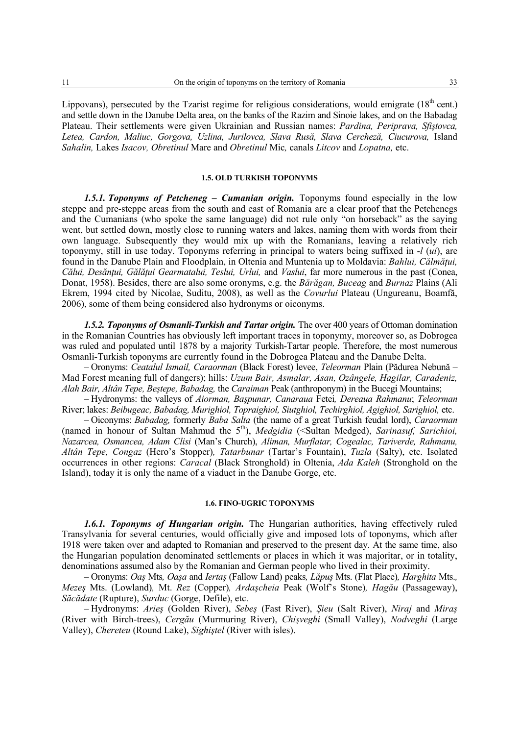Lippovans), persecuted by the Tzarist regime for religious considerations, would emigrate (18th cent.) and settle down in the Danube Delta area, on the banks of the Razim and Sinoie lakes, and on the Babadag Plateau. Their settlements were given Ukrainian and Russian names: *Pardina, Periprava, Sfiştovca, Letea, Cardon, Maliuc, Gorgova, Uzlina, Jurilovca, Slava Rusă, Slava Cercheză, Ciucurova,* Island *Sahalin,* Lakes *Isacov, Obretinul* Mare and *Obretinul* Mic*,* canals *Litcov* and *Lopatna,* etc.

### 1.5. OLD TURKISH TOPONYMS

***1.5.1. Toponyms of Petcheneg – Cumanian origin.*** Toponyms found especially in the low steppe and pre-steppe areas from the south and east of Romania are a clear proof that the Petchenegs and the Cumanians (who spoke the same language) did not rule only "on horseback" as the saying went, but settled down, mostly close to running waters and lakes, naming them with words from their own language. Subsequently they would mix up with the Romanians, leaving a relatively rich toponymy, still in use today. Toponyms referring in principal to waters being suffixed in *-l* (*ui*), are found in the Danube Plain and Floodplain, in Oltenia and Muntenia up to Moldavia: *Bahlui, Călmăţui, Călui, Desănţui, Gălăţui Gearmatalui, Teslui, Urlui,* and *Vaslui*, far more numerous in the past (Conea, Donat, 1958). Besides, there are also some oronyms, e.g. the *Bărăgan, Buceag* and *Burnaz* Plains (Ali Ekrem, 1994 cited by Nicolae, Suditu, 2008), as well as the *Covurlui* Plateau (Ungureanu, Boamfă, 2006), some of them being considered also hydronyms or oiconyms.

***1.5.2. Toponyms of Osmanli-Turkish and Tartar origin.*** The over 400 years of Ottoman domination in the Romanian Countries has obviously left important traces in toponymy, moreover so, as Dobrogea was ruled and populated until 1878 by a majority Turkish-Tartar people. Therefore, the most numerous Osmanli-Turkish toponyms are currently found in the Dobrogea Plateau and the Danube Delta.

– Oronyms: *Ceatalul Ismail, Caraorman* (Black Forest) levee, *Teleorman* Plain (Pădurea Nebună – Mad Forest meaning full of dangers); hills: *Uzum Bair, Asmalar, Asan, Ozângele, Hagilar, Caradeniz, Alah Bair, Altân Tepe, Beştepe, Babadag,* the *Caraiman* Peak (anthroponym) in the Bucegi Mountains;

– Hydronyms: the valleys of *Aiorman, Başpunar, Canaraua* Fetei*, Dereaua Rahmanu*; *Teleorman* River; lakes: *Beibugeac, Babadag, Murighiol, Topraighiol, Siutghiol, Techirghiol, Agighiol, Sarighiol,* etc.

– Oiconyms: *Babadag,* formerly *Baba Salta* (the name of a great Turkish feudal lord), *Caraorman* (named in honour of Sultan Mahmud the 5th), *Medgidia* (<Sultan Medged), *Sarinasuf, Sarichioi, Nazarcea, Osmancea, Adam Clisi* (Man's Church), *Aliman, Murflatar, Cogealac, Tariverde, Rahmanu, Altân Tepe, Congaz* (Hero's Stopper)*, Tatarbunar* (Tartar's Fountain), *Tuzla* (Salty), etc. Isolated occurrences in other regions: *Caracal* (Black Stronghold) in Oltenia, *Ada Kaleh* (Stronghold on the Island), today it is only the name of a viaduct in the Danube Gorge, etc.

### 1.6. FINO-UGRIC TOPONYMS

***1.6.1. Toponyms of Hungarian origin.*** The Hungarian authorities, having effectively ruled Transylvania for several centuries, would officially give and imposed lots of toponyms, which after 1918 were taken over and adapted to Romanian and preserved to the present day. At the same time, also the Hungarian population denominated settlements or places in which it was majoritar, or in totality, denominations assumed also by the Romanian and German people who lived in their proximity.

– Oronyms: *Oaş* Mts*, Oaşa* and *Iertaş* (Fallow Land) peaks*, Lăpuş* Mts. (Flat Place)*, Harghita* Mts.*, Mezeş* Mts. (Lowland)*,* Mt. *Rez* (Copper)*, Ardaşcheia* Peak (Wolf's Stone)*, Hagău* (Passageway), *Săcădate* (Rupture), *Surduc* (Gorge, Defile), etc.

– Hydronyms: *Arieş* (Golden River), *Sebeş* (Fast River), *Şieu* (Salt River), *Niraj* and *Miraş* (River with Birch-trees), *Cergău* (Murmuring River), *Chişveghi* (Small Valley), *Nodveghi* (Large Valley), *Chereteu* (Round Lake), *Sighiştel* (River with isles).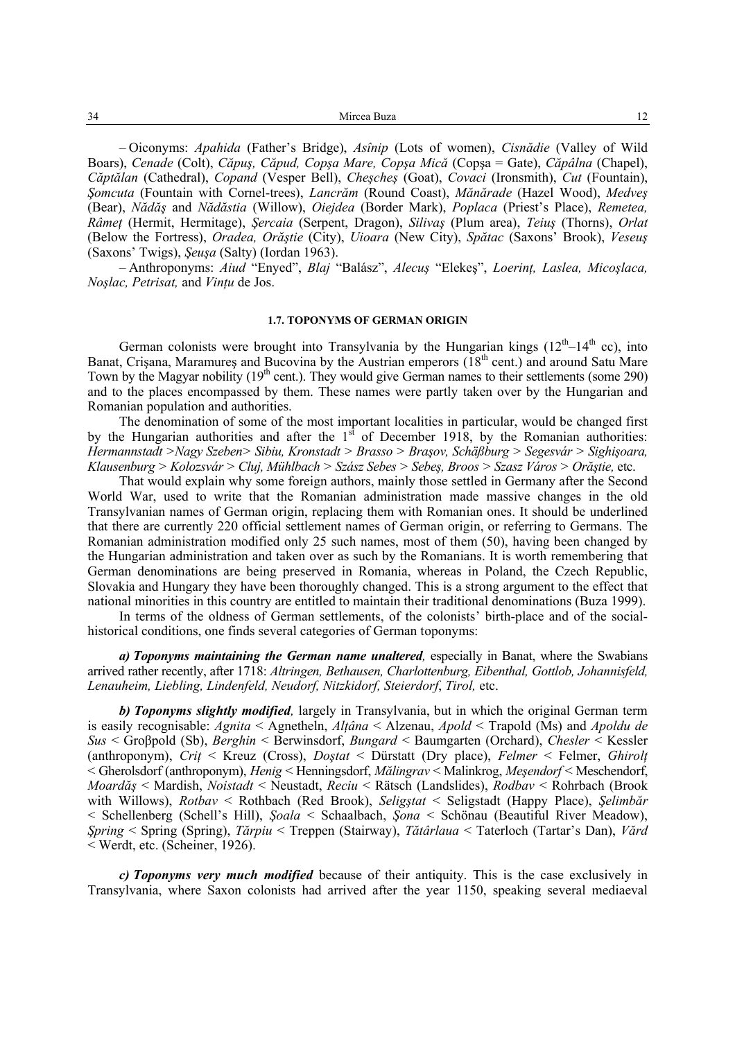– Oiconyms: *Apahida* (Father's Bridge), *Asînip* (Lots of women), *Cisnădie* (Valley of Wild Boars), *Cenade* (Colt), *Căpuş, Căpud, Copşa Mare, Copşa Mică* (Copşa = Gate), *Căpâlna* (Chapel), *Căptălan* (Cathedral), *Copand* (Vesper Bell), *Cheşcheş* (Goat), *Covaci* (Ironsmith), *Cut* (Fountain), *Şomcuta* (Fountain with Cornel-trees), *Lancrăm* (Round Coast), *Mănărade* (Hazel Wood), *Medveş* (Bear), *Nădăş* and *Nădăstia* (Willow), *Oiejdea* (Border Mark), *Poplaca* (Priest's Place), *Remetea, Râmeţ* (Hermit, Hermitage), *Şercaia* (Serpent, Dragon), *Silivaş* (Plum area), *Teiuş* (Thorns), *Orlat* (Below the Fortress), *Oradea, Orăştie* (City), *Uioara* (New City), *Spătac* (Saxons' Brook), *Veseuş* (Saxons' Twigs), *Şeuşa* (Salty) (Iordan 1963).

– Anthroponyms: *Aiud* "Enyed", *Blaj* "Balász", *Alecuş* "Elekeş", *Loerinţ, Laslea, Micoşlaca, Noşlac, Petrisat,* and *Vinţu* de Jos.

### 1.7. TOPONYMS OF GERMAN ORIGIN

German colonists were brought into Transylvania by the Hungarian kings (12th–14th cc), into Banat, Crişana, Maramureş and Bucovina by the Austrian emperors (18th cent.) and around Satu Mare Town by the Magyar nobility (19th cent.). They would give German names to their settlements (some 290) and to the places encompassed by them. These names were partly taken over by the Hungarian and Romanian population and authorities.

The denomination of some of the most important localities in particular, would be changed first by the Hungarian authorities and after the 1st of December 1918, by the Romanian authorities: *Hermannstadt >Nagy Szeben> Sibiu, Kronstadt > Brasso > Braşov, Schäßburg > Segesvár > Sighişoara, Klausenburg > Kolozsvár > Cluj, Mühlbach > Szász Sebes > Sebeş, Broos > Szasz Város > Orăştie,* etc.

That would explain why some foreign authors, mainly those settled in Germany after the Second World War, used to write that the Romanian administration made massive changes in the old Transylvanian names of German origin, replacing them with Romanian ones. It should be underlined that there are currently 220 official settlement names of German origin, or referring to Germans. The Romanian administration modified only 25 such names, most of them (50), having been changed by the Hungarian administration and taken over as such by the Romanians. It is worth remembering that German denominations are being preserved in Romania, whereas in Poland, the Czech Republic, Slovakia and Hungary they have been thoroughly changed. This is a strong argument to the effect that national minorities in this country are entitled to maintain their traditional denominations (Buza 1999).

In terms of the oldness of German settlements, of the colonists' birth-place and of the social-historical conditions, one finds several categories of German toponyms:

***a) Toponyms maintaining the German name unaltered,*** especially in Banat, where the Swabians arrived rather recently, after 1718: *Altringen, Bethausen, Charlottenburg, Eibenthal, Gottlob, Johannisfeld, Lenauheim, Liebling, Lindenfeld, Neudorf, Nitzkidorf, Steierdorf*, *Tirol,* etc.

***b) Toponyms slightly modified,*** largely in Transylvania, but in which the original German term is easily recognisable: *Agnita* < Agnetheln, *Alţâna* < Alzenau, *Apold* < Trapold (Ms) and *Apoldu de Sus* < Groβpold (Sb), *Berghin* < Berwinsdorf, *Bungard* < Baumgarten (Orchard), *Chesler* < Kessler (anthroponym), *Criţ* < Kreuz (Cross), *Doştat* < Dürstatt (Dry place), *Felmer* < Felmer, *Ghirolţ* < Gherolsdorf (anthroponym), *Henig* < Henningsdorf, *Mălingrav* < Malinkrog, *Meşendorf* < Meschendorf, *Moardăş* < Mardish, *Noistadt* < Neustadt, *Reciu* < Rätsch (Landslides), *Rodbav* < Rohrbach (Brook with Willows), *Rotbav* < Rothbach (Red Brook), *Seligştat* < Seligstadt (Happy Place), *Şelimbăr* < Schellenberg (Schell's Hill), *Şoala* < Schaalbach, *Şona* < Schönau (Beautiful River Meadow), *Şpring* < Spring (Spring), *Tărpiu* < Treppen (Stairway), *Tătârlaua* < Taterloch (Tartar's Dan), *Vărd* < Werdt, etc. (Scheiner, 1926).

***c) Toponyms very much modified*** because of their antiquity. This is the case exclusively in Transylvania, where Saxon colonists had arrived after the year 1150, speaking several mediaeval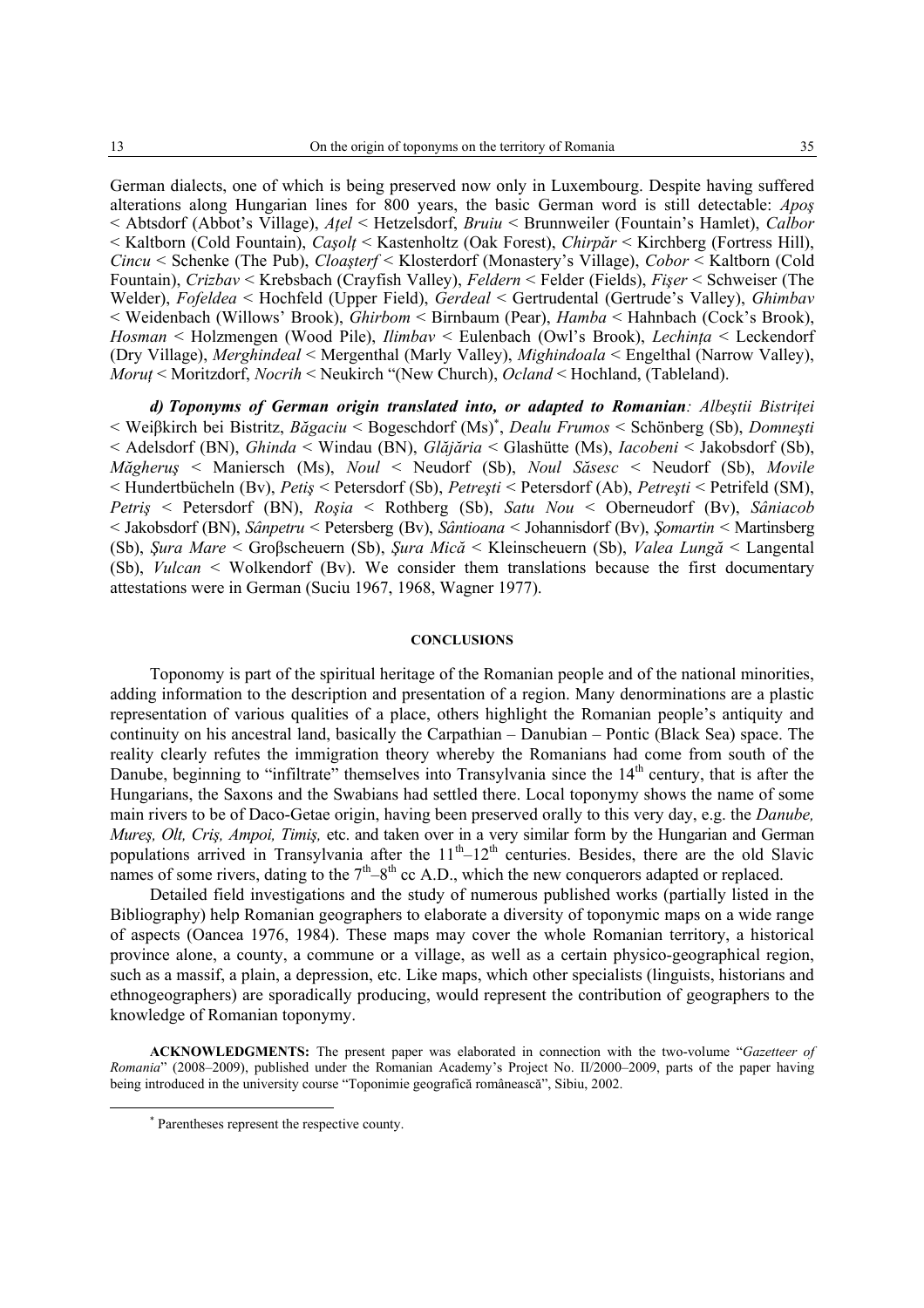German dialects, one of which is being preserved now only in Luxembourg. Despite having suffered alterations along Hungarian lines for 800 years, the basic German word is still detectable: *Apoş* < Abtsdorf (Abbot's Village), *Aţel* < Hetzelsdorf, *Bruiu* < Brunnweiler (Fountain's Hamlet), *Calbor* < Kaltborn (Cold Fountain), *Caşolţ* < Kastenholtz (Oak Forest), *Chirpăr* < Kirchberg (Fortress Hill), *Cincu* < Schenke (The Pub), *Cloaşterf* < Klosterdorf (Monastery's Village), *Cobor* < Kaltborn (Cold Fountain), *Crizbav* < Krebsbach (Crayfish Valley), *Feldern* < Felder (Fields), *Fişer* < Schweiser (The Welder), *Fofeldea* < Hochfeld (Upper Field), *Gerdeal* < Gertrudental (Gertrude's Valley), *Ghimbav* < Weidenbach (Willows' Brook), *Ghirbom* < Birnbaum (Pear), *Hamba* < Hahnbach (Cock's Brook), *Hosman* < Holzmengen (Wood Pile), *Ilimbav* < Eulenbach (Owl's Brook), *Lechinţa* < Leckendorf (Dry Village), *Merghindeal* < Mergenthal (Marly Valley), *Mighindoala* < Engelthal (Narrow Valley), *Moruţ* < Moritzdorf, *Nocrih* < Neukirch "(New Church), *Ocland* < Hochland, (Tableland).

***d) Toponyms of German origin translated into, or adapted to Romanian**: Albeştii Bistriţei* < Weiβkirch bei Bistritz, *Băgaciu* < Bogeschdorf (Ms)*, *Dealu Frumos* < Schönberg (Sb), *Domneşti* < Adelsdorf (BN), *Ghinda* < Windau (BN), *Glăjăria* < Glashütte (Ms), *Iacobeni* < Jakobsdorf (Sb), *Măgheruş* < Maniersch (Ms), *Noul* < Neudorf (Sb), *Noul Săsesc* < Neudorf (Sb), *Movile* < Hundertbücheln (Bv), *Petiş* < Petersdorf (Sb), *Petreşti* < Petersdorf (Ab), *Petreşti* < Petrifeld (SM), *Petriş* < Petersdorf (BN), *Roşia* < Rothberg (Sb), *Satu Nou* < Oberneudorf (Bv), *Sâniacob* < Jakobsdorf (BN), *Sânpetru* < Petersberg (Bv), *Sântioana* < Johannisdorf (Bv), *Şomartin* < Martinsberg (Sb), *Şura Mare* < Groβscheuern (Sb), *Şura Mică* < Kleinscheuern (Sb), *Valea Lungă* < Langental (Sb), *Vulcan* < Wolkendorf (Bv). We consider them translations because the first documentary attestations were in German (Suciu 1967, 1968, Wagner 1977).

## CONCLUSIONS

Toponomy is part of the spiritual heritage of the Romanian people and of the national minorities, adding information to the description and presentation of a region. Many denorminations are a plastic representation of various qualities of a place, others highlight the Romanian people's antiquity and continuity on his ancestral land, basically the Carpathian – Danubian – Pontic (Black Sea) space. The reality clearly refutes the immigration theory whereby the Romanians had come from south of the Danube, beginning to "infiltrate" themselves into Transylvania since the 14th century, that is after the Hungarians, the Saxons and the Swabians had settled there. Local toponymy shows the name of some main rivers to be of Daco-Getae origin, having been preserved orally to this very day, e.g. the *Danube, Mureş, Olt, Criş, Ampoi, Timiş,* etc. and taken over in a very similar form by the Hungarian and German populations arrived in Transylvania after the 11th–12th centuries. Besides, there are the old Slavic names of some rivers, dating to the 7th–8th cc A.D., which the new conquerors adapted or replaced.

Detailed field investigations and the study of numerous published works (partially listed in the Bibliography) help Romanian geographers to elaborate a diversity of toponymic maps on a wide range of aspects (Oancea 1976, 1984). These maps may cover the whole Romanian territory, a historical province alone, a county, a commune or a village, as well as a certain physico-geographical region, such as a massif, a plain, a depression, etc. Like maps, which other specialists (linguists, historians and ethnogeographers) are sporadically producing, would represent the contribution of geographers to the knowledge of Romanian toponymy.

**ACKNOWLEDGMENTS:** The present paper was elaborated in connection with the two-volume "*Gazetteer of Romania*" (2008–2009), published under the Romanian Academy's Project No. II/2000–2009, parts of the paper having being introduced in the university course "Toponimie geografică românească", Sibiu, 2002.

* Parentheses represent the respective county.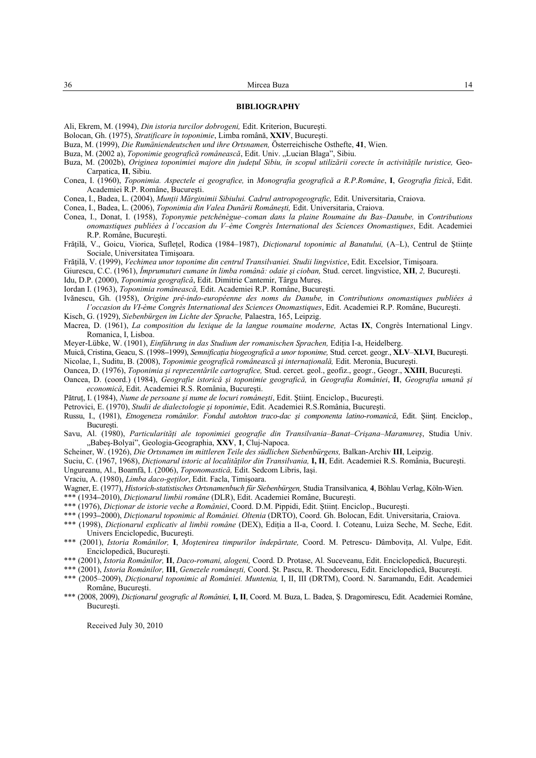## BIBLIOGRAPHY

Ali, Ekrem, M. (1994), *Din istoria turcilor dobrogeni,* Edit. Kriterion, Bucureşti.

Bolocan, Gh. (1975), *Stratificare în toponimie*, Limba română, **XXIV**, Bucureşti.

Buza, M. (1999), *Die Rumäniendeutschen und ihre Ortsnamen,* Österreichische Osthefte, **41**, Wien.

Buza, M. (2002 a), *Toponimie geografică românească*, Edit. Univ. „Lucian Blaga", Sibiu.

Buza, M. (2002b), *Originea toponimiei majore din judeţul Sibiu, în scopul utilizării corecte în activităţile turistice,* Geo-Carpatica, **II**, Sibiu.

Conea, I. (1960), *Toponimia. Aspectele ei geografice,* in *Monografia geografică a R.P.Române*, **I**, *Geografia fizică*, Edit. Academiei R.P. Române, Bucureşti.

Conea, I., Badea, L. (2004), *Munţii Mărginimii Sibiului. Cadrul antropogeografic,* Edit. Universitaria, Craiova.

Conea, I., Badea, L. (2006), *Toponimia din Valea Dunării Româneşti,* Edit. Universitaria, Craiova.

Conea, I., Donat, I. (1958), *Toponymie petchénègue–coman dans la plaine Roumaine du Bas–Danube,* in *Contributions onomastiques publiées à l'occasion du V–ème Congrès International des Sciences Onomastiques*, Edit. Academiei R.P. Române, Bucureşti.

Frăţilă, V., Goicu, Viorica, Sufleţel, Rodica (1984–1987), *Dicţionarul toponimic al Banatului,* (A–L), Centrul de Ştiinţe Sociale, Universitatea Timişoara.

Frăţilă, V. (1999), *Vechimea unor toponime din centrul Transilvaniei. Studii lingvistice*, Edit. Excelsior, Timişoara.

Giurescu, C.C. (1961), *Împrumuturi cumane în limba română: odaie şi cioban,* Stud. cercet. lingvistice, **XII**, *2,* Bucureşti.

Idu, D.P. (2000), *Toponimia geografică*, Edit. Dimitrie Cantemir, Târgu Mureş.

Iordan I. (1963), *Toponimia românească,* Edit. Academiei R.P. Române, Bucureşti.

Ivănescu, Gh. (1958), *Origine pré-indo-européenne des noms du Danube,* in *Contributions onomastiques publiées à l'occasion du VI-ème Congrès International des Sciences Onomastiques*, Edit. Academiei R.P. Române, Bucureşti.

Kisch, G. (1929), *Siebenbürgen im Lichte der Sprache,* Palaestra, 165, Leipzig.

Macrea, D. (1961), *La composition du lexique de la langue roumaine moderne,* Actas **IX**, Congrès International Lingv. Romanica, I, Lisboa.

Meyer-Lübke, W. (1901), *Einführung in das Studium der romanischen Sprachen,* Ediţia I-a, Heidelberg.

Muică, Cristina, Geacu, S. (1998–1999), *Semnificaţia biogeografică a unor toponime,* Stud. cercet. geogr., **XLV**–**XLVI**, Bucureşti.

Nicolae, I., Suditu, B. (2008), *Toponimie geografică românească şi internaţională,* Edit. Meronia, Bucureşti.

Oancea, D. (1976), *Toponimia şi reprezentările cartografice,* Stud. cercet. geol., geofiz., geogr., Geogr., **XXIII**, Bucureşti.

Oancea, D. (coord.) (1984), *Geografie istorică şi toponimie geografică,* in *Geografia României*, **II**, *Geografia umană şi economică*, Edit. Academiei R.S. România, Bucureşti.

Pătruţ, I. (1984), *Nume de persoane şi nume de locuri româneşti*, Edit. Ştiinţ. Enciclop., Bucureşti.

Petrovici, E. (1970), *Studii de dialectologie şi toponimie*, Edit. Academiei R.S.România, Bucureşti.

Russu, I., (1981), *Etnogeneza românilor. Fondul autohton traco-dac şi componenta latino-romanică*, Edit. Şiinţ. Enciclop., Bucureşti.

Savu, Al. (1980), *Particularităţi ale toponimiei geografie din Transilvania–Banat–Crişana–Maramureş*, Studia Univ. „Babeş-Bolyai", Geologia-Geographia, **XXV**, **1**, Cluj-Napoca.

Scheiner, W. (1926), *Die Ortsnamen im mittleren Teile des südlichen Siebenbürgens,* Balkan-Archiv **III**, Leipzig.

Suciu, C. (1967, 1968), *Dicţionarul istoric al localităţilor din Transilvania,* **I, II**, Edit. Academiei R.S. România, Bucureşti.

Ungureanu, Al., Boamfă, I. (2006), *Toponomastică,* Edit. Sedcom Libris, Iaşi.

Vraciu, A. (1980), *Limba daco-geţilor*, Edit. Facla, Timişoara.

Wagner, E. (1977), *Historich-statistisches Ortsnamenbuch für Siebenbürgen,* Studia Transilvanica*,* **4**, Böhlau Verlag, Köln-Wien.

*** (1934–2010), *Dicţionarul limbii române* (DLR), Edit. Academiei Române, Bucureşti.

*** (1976), *Dicţionar de istorie veche a României*, Coord. D.M. Pippidi, Edit. Ştiinţ. Enciclop., Bucureşti.

*** (1993–2000), *Dicţionarul toponimic al României. Oltenia* (DRTO), Coord. Gh. Bolocan, Edit. Universitaria, Craiova.

*** (1998), *Dicţionarul explicativ al limbii române* (DEX), Ediţia a II-a, Coord. I. Coteanu, Luiza Seche, M. Seche, Edit. Univers Enciclopedic, Bucureşti.

*** (2001), *Istoria Românilor,* **I**, *Moştenirea timpurilor îndepărtate,* Coord. M. Petrescu- Dâmboviţa, Al. Vulpe, Edit. Enciclopedică, Bucureşti.

*** (2001), *Istoria Românilor,* **II**, *Daco-romani, alogeni,* Coord. D. Protase, Al. Suceveanu, Edit. Enciclopedică, Bucureşti.

*** (2001), *Istoria Românilor,* **III**, *Genezele româneşti,* Coord. Şt. Pascu, R. Theodorescu, Edit. Enciclopedică, Bucureşti.

*** (2005–2009), *Dicţionarul toponimic al României. Muntenia,* I, II, III (DRTM), Coord. N. Saramandu, Edit. Academiei Române, Bucureşti.

*** (2008, 2009), *Dicţionarul geografic al României,* **I, II**, Coord. M. Buza, L. Badea, Ş. Dragomirescu, Edit. Academiei Române, Bucureşti.

Received July 30, 2010